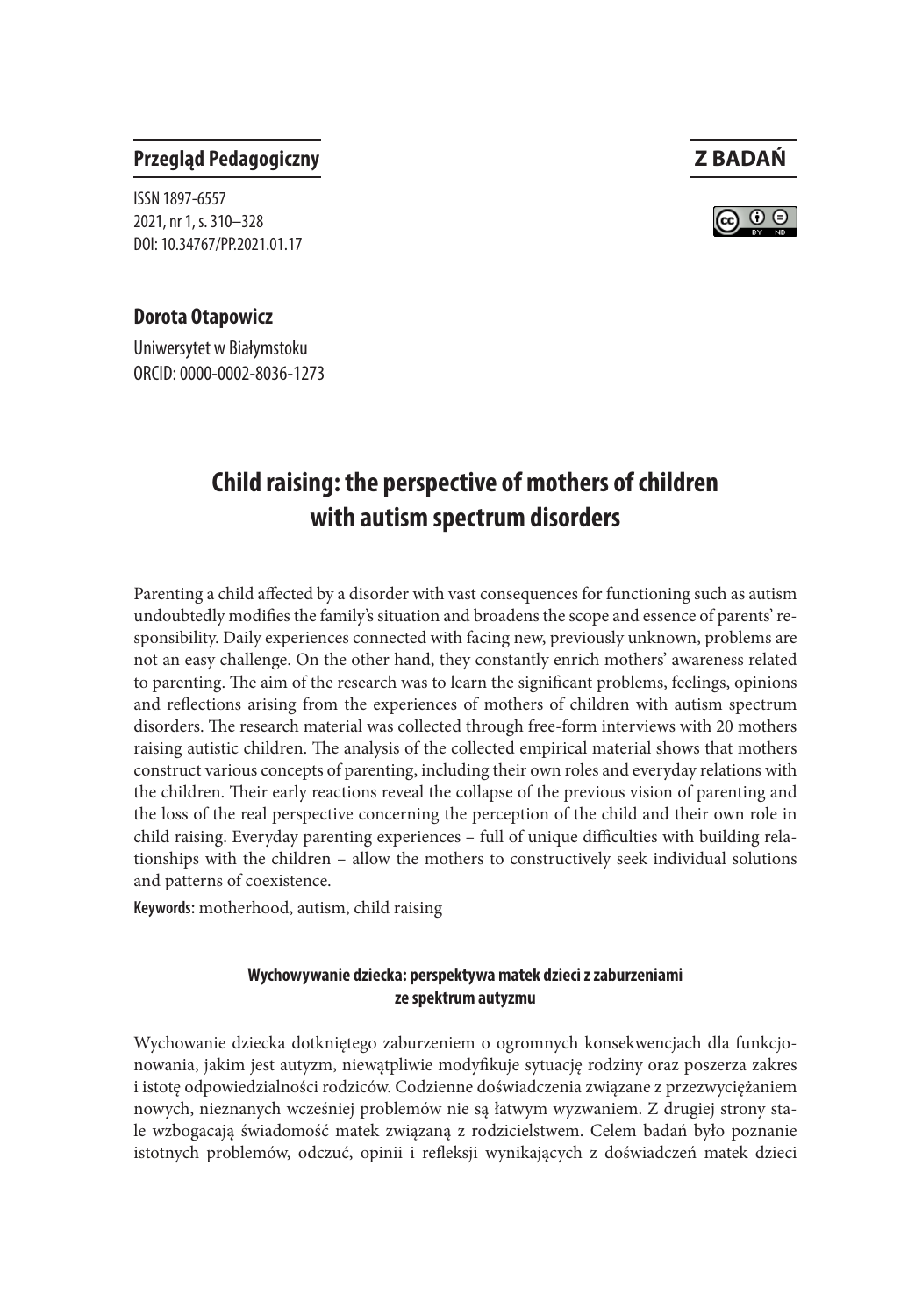**Przegląd Pedagogiczny**

ISSN 1897-6557
2021, nr 1, s. 310–328
DOI: 10.34767/PP.2021.01.17

**Z BADAŃ**

**Dorota Otapowicz**

Uniwersytet w Białymstoku
ORCID: 0000-0002-8036-1273

# Child raising: the perspective of mothers of children with autism spectrum disorders

Parenting a child affected by a disorder with vast consequences for functioning such as autism undoubtedly modifies the family's situation and broadens the scope and essence of parents' responsibility. Daily experiences connected with facing new, previously unknown, problems are not an easy challenge. On the other hand, they constantly enrich mothers' awareness related to parenting. The aim of the research was to learn the significant problems, feelings, opinions and reflections arising from the experiences of mothers of children with autism spectrum disorders. The research material was collected through free-form interviews with 20 mothers raising autistic children. The analysis of the collected empirical material shows that mothers construct various concepts of parenting, including their own roles and everyday relations with the children. Their early reactions reveal the collapse of the previous vision of parenting and the loss of the real perspective concerning the perception of the child and their own role in child raising. Everyday parenting experiences – full of unique difficulties with building relationships with the children – allow the mothers to constructively seek individual solutions and patterns of coexistence.

**Keywords:** motherhood, autism, child raising

### Wychowywanie dziecka: perspektywa matek dzieci z zaburzeniami ze spektrum autyzmu

Wychowanie dziecka dotkniętego zaburzeniem o ogromnych konsekwencjach dla funkcjonowania, jakim jest autyzm, niewątpliwie modyfikuje sytuację rodziny oraz poszerza zakres i istotę odpowiedzialności rodziców. Codzienne doświadczenia związane z przezwyciężaniem nowych, nieznanych wcześniej problemów nie są łatwym wyzwaniem. Z drugiej strony stale wzbogacają świadomość matek związaną z rodzicielstwem. Celem badań było poznanie istotnych problemów, odczuć, opinii i refleksji wynikających z doświadczeń matek dzieci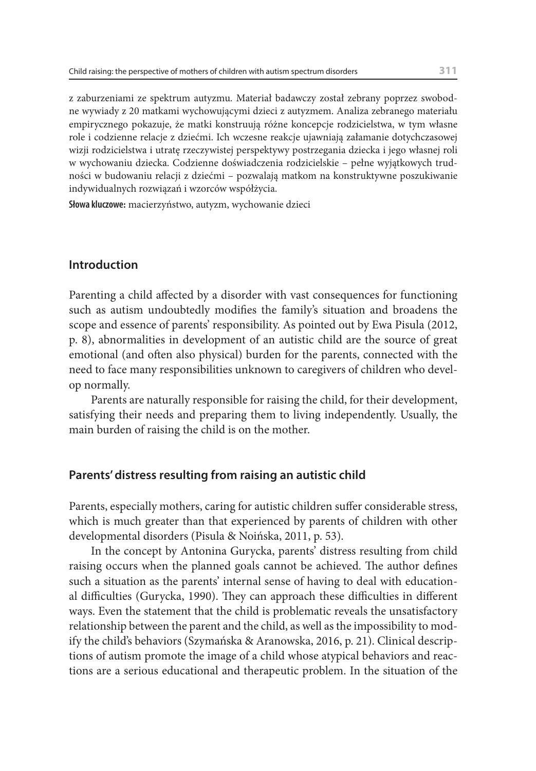z zaburzeniami ze spektrum autyzmu. Materiał badawczy został zebrany poprzez swobodne wywiady z 20 matkami wychowującymi dzieci z autyzmem. Analiza zebranego materiału empirycznego pokazuje, że matki konstruują różne koncepcje rodzicielstwa, w tym własne role i codzienne relacje z dziećmi. Ich wczesne reakcje ujawniają załamanie dotychczasowej wizji rodzicielstwa i utratę rzeczywistej perspektywy postrzegania dziecka i jego własnej roli w wychowaniu dziecka. Codzienne doświadczenia rodzicielskie – pełne wyjątkowych trudności w budowaniu relacji z dziećmi – pozwalają matkom na konstruktywne poszukiwanie indywidualnych rozwiązań i wzorców współżycia.

**Słowa kluczowe:** macierzyństwo, autyzm, wychowanie dzieci

## Introduction

Parenting a child affected by a disorder with vast consequences for functioning such as autism undoubtedly modifies the family's situation and broadens the scope and essence of parents' responsibility. As pointed out by Ewa Pisula (2012, p. 8), abnormalities in development of an autistic child are the source of great emotional (and often also physical) burden for the parents, connected with the need to face many responsibilities unknown to caregivers of children who develop normally.

Parents are naturally responsible for raising the child, for their development, satisfying their needs and preparing them to living independently. Usually, the main burden of raising the child is on the mother.

## Parents' distress resulting from raising an autistic child

Parents, especially mothers, caring for autistic children suffer considerable stress, which is much greater than that experienced by parents of children with other developmental disorders (Pisula & Noińska, 2011, p. 53).

In the concept by Antonina Gurycka, parents' distress resulting from child raising occurs when the planned goals cannot be achieved. The author defines such a situation as the parents' internal sense of having to deal with educational difficulties (Gurycka, 1990). They can approach these difficulties in different ways. Even the statement that the child is problematic reveals the unsatisfactory relationship between the parent and the child, as well as the impossibility to modify the child's behaviors (Szymańska & Aranowska, 2016, p. 21). Clinical descriptions of autism promote the image of a child whose atypical behaviors and reactions are a serious educational and therapeutic problem. In the situation of the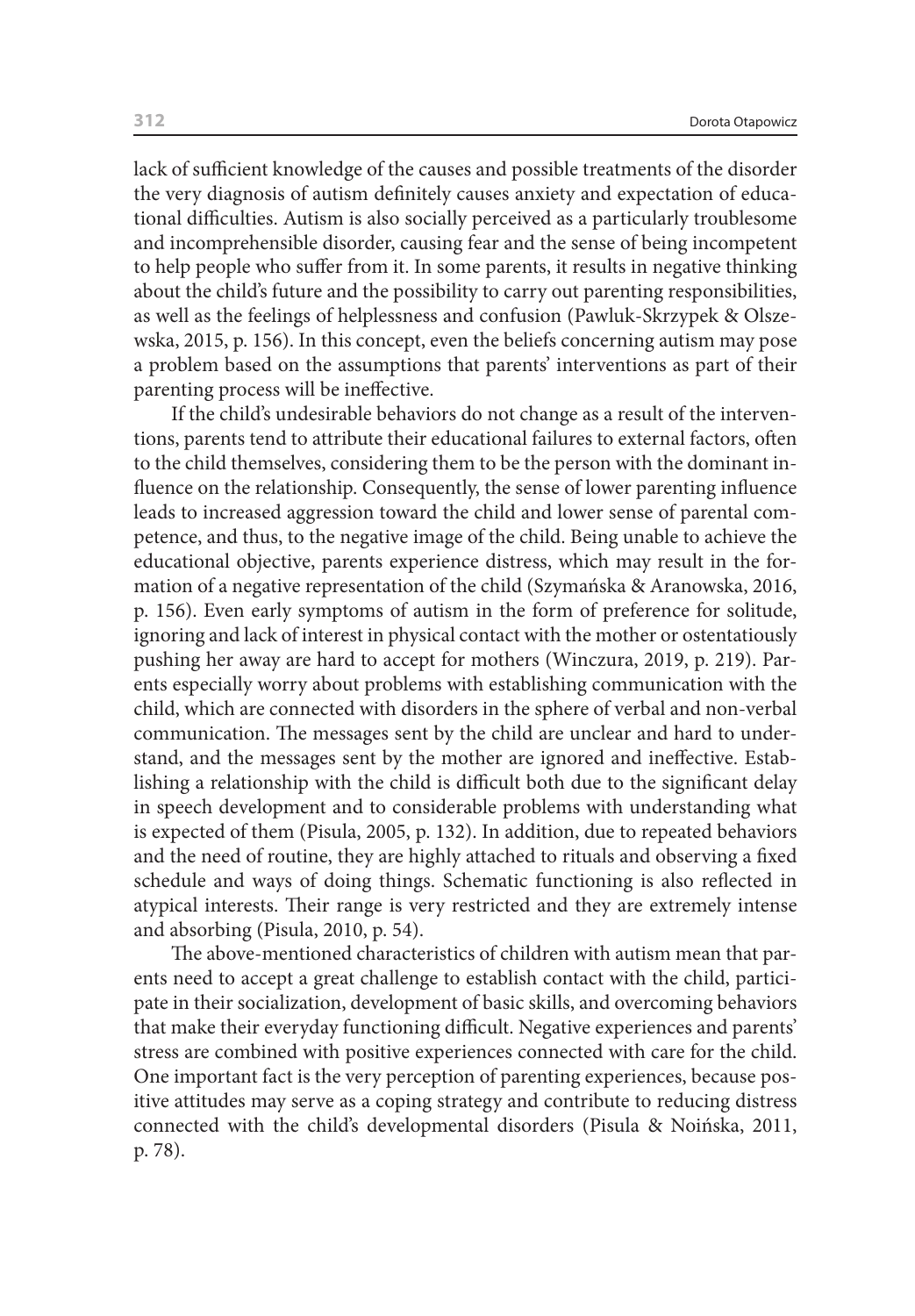lack of sufficient knowledge of the causes and possible treatments of the disorder the very diagnosis of autism definitely causes anxiety and expectation of educational difficulties. Autism is also socially perceived as a particularly troublesome and incomprehensible disorder, causing fear and the sense of being incompetent to help people who suffer from it. In some parents, it results in negative thinking about the child's future and the possibility to carry out parenting responsibilities, as well as the feelings of helplessness and confusion (Pawluk-Skrzypek & Olszewska, 2015, p. 156). In this concept, even the beliefs concerning autism may pose a problem based on the assumptions that parents' interventions as part of their parenting process will be ineffective.

If the child's undesirable behaviors do not change as a result of the interventions, parents tend to attribute their educational failures to external factors, often to the child themselves, considering them to be the person with the dominant influence on the relationship. Consequently, the sense of lower parenting influence leads to increased aggression toward the child and lower sense of parental competence, and thus, to the negative image of the child. Being unable to achieve the educational objective, parents experience distress, which may result in the formation of a negative representation of the child (Szymańska & Aranowska, 2016, p. 156). Even early symptoms of autism in the form of preference for solitude, ignoring and lack of interest in physical contact with the mother or ostentatiously pushing her away are hard to accept for mothers (Winczura, 2019, p. 219). Parents especially worry about problems with establishing communication with the child, which are connected with disorders in the sphere of verbal and non-verbal communication. The messages sent by the child are unclear and hard to understand, and the messages sent by the mother are ignored and ineffective. Establishing a relationship with the child is difficult both due to the significant delay in speech development and to considerable problems with understanding what is expected of them (Pisula, 2005, p. 132). In addition, due to repeated behaviors and the need of routine, they are highly attached to rituals and observing a fixed schedule and ways of doing things. Schematic functioning is also reflected in atypical interests. Their range is very restricted and they are extremely intense and absorbing (Pisula, 2010, p. 54).

The above-mentioned characteristics of children with autism mean that parents need to accept a great challenge to establish contact with the child, participate in their socialization, development of basic skills, and overcoming behaviors that make their everyday functioning difficult. Negative experiences and parents' stress are combined with positive experiences connected with care for the child. One important fact is the very perception of parenting experiences, because positive attitudes may serve as a coping strategy and contribute to reducing distress connected with the child's developmental disorders (Pisula & Noińska, 2011, p. 78).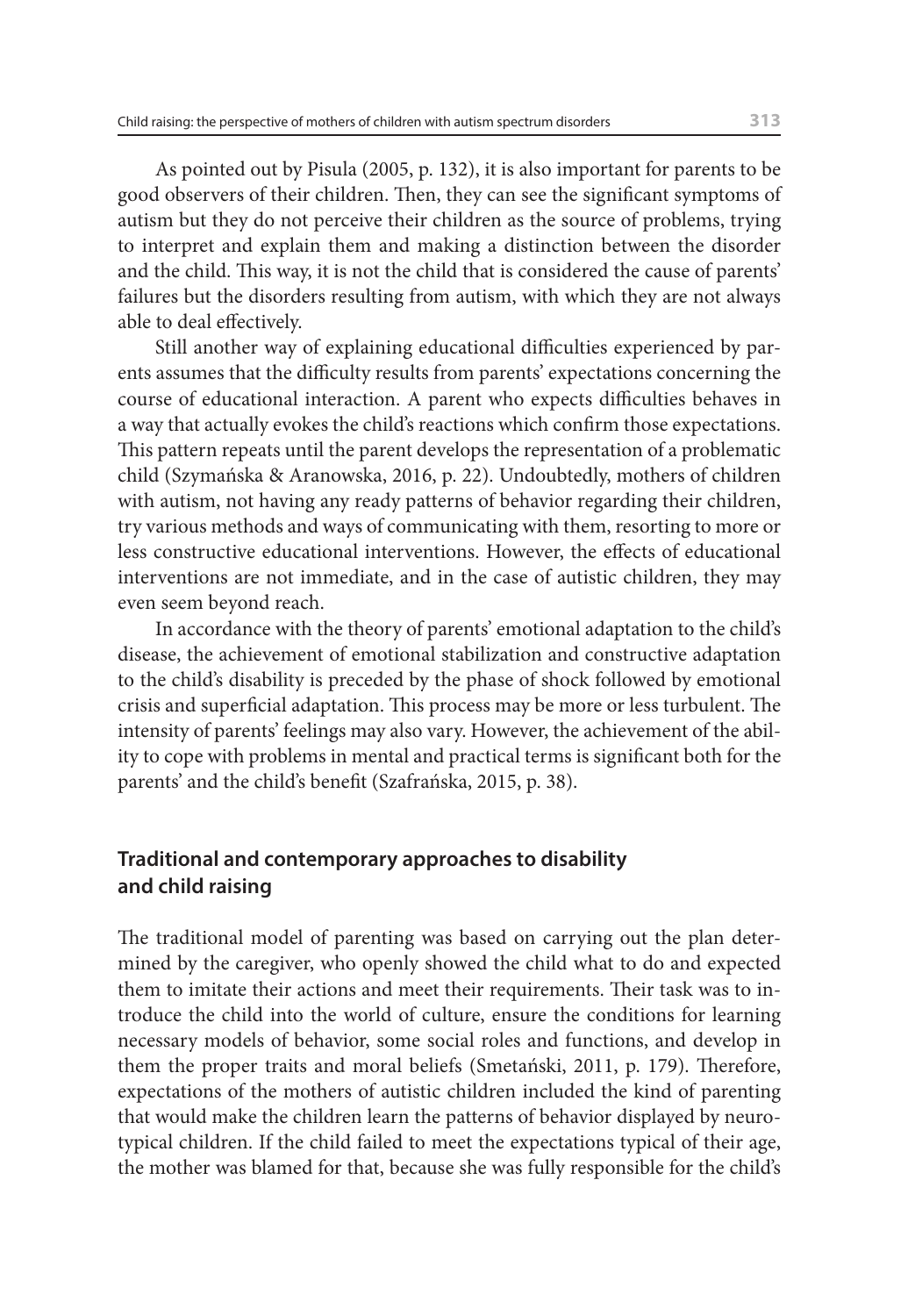As pointed out by Pisula (2005, p. 132), it is also important for parents to be good observers of their children. Then, they can see the significant symptoms of autism but they do not perceive their children as the source of problems, trying to interpret and explain them and making a distinction between the disorder and the child. This way, it is not the child that is considered the cause of parents' failures but the disorders resulting from autism, with which they are not always able to deal effectively.

Still another way of explaining educational difficulties experienced by parents assumes that the difficulty results from parents' expectations concerning the course of educational interaction. A parent who expects difficulties behaves in a way that actually evokes the child's reactions which confirm those expectations. This pattern repeats until the parent develops the representation of a problematic child (Szymańska & Aranowska, 2016, p. 22). Undoubtedly, mothers of children with autism, not having any ready patterns of behavior regarding their children, try various methods and ways of communicating with them, resorting to more or less constructive educational interventions. However, the effects of educational interventions are not immediate, and in the case of autistic children, they may even seem beyond reach.

In accordance with the theory of parents' emotional adaptation to the child's disease, the achievement of emotional stabilization and constructive adaptation to the child's disability is preceded by the phase of shock followed by emotional crisis and superficial adaptation. This process may be more or less turbulent. The intensity of parents' feelings may also vary. However, the achievement of the ability to cope with problems in mental and practical terms is significant both for the parents' and the child's benefit (Szafrańska, 2015, p. 38).

## Traditional and contemporary approaches to disability and child raising

The traditional model of parenting was based on carrying out the plan determined by the caregiver, who openly showed the child what to do and expected them to imitate their actions and meet their requirements. Their task was to introduce the child into the world of culture, ensure the conditions for learning necessary models of behavior, some social roles and functions, and develop in them the proper traits and moral beliefs (Smetański, 2011, p. 179). Therefore, expectations of the mothers of autistic children included the kind of parenting that would make the children learn the patterns of behavior displayed by neurotypical children. If the child failed to meet the expectations typical of their age, the mother was blamed for that, because she was fully responsible for the child's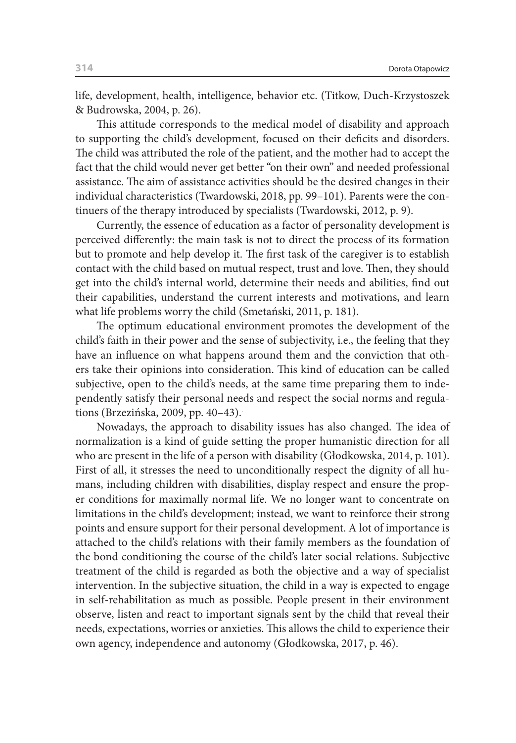life, development, health, intelligence, behavior etc. (Titkow, Duch-Krzystoszek & Budrowska, 2004, p. 26).

This attitude corresponds to the medical model of disability and approach to supporting the child's development, focused on their deficits and disorders. The child was attributed the role of the patient, and the mother had to accept the fact that the child would never get better "on their own" and needed professional assistance. The aim of assistance activities should be the desired changes in their individual characteristics (Twardowski, 2018, pp. 99–101). Parents were the continuers of the therapy introduced by specialists (Twardowski, 2012, p. 9).

Currently, the essence of education as a factor of personality development is perceived differently: the main task is not to direct the process of its formation but to promote and help develop it. The first task of the caregiver is to establish contact with the child based on mutual respect, trust and love. Then, they should get into the child's internal world, determine their needs and abilities, find out their capabilities, understand the current interests and motivations, and learn what life problems worry the child (Smetański, 2011, p. 181).

The optimum educational environment promotes the development of the child's faith in their power and the sense of subjectivity, i.e., the feeling that they have an influence on what happens around them and the conviction that others take their opinions into consideration. This kind of education can be called subjective, open to the child's needs, at the same time preparing them to independently satisfy their personal needs and respect the social norms and regulations (Brzezińska, 2009, pp. 40–43).

Nowadays, the approach to disability issues has also changed. The idea of normalization is a kind of guide setting the proper humanistic direction for all who are present in the life of a person with disability (Głodkowska, 2014, p. 101). First of all, it stresses the need to unconditionally respect the dignity of all humans, including children with disabilities, display respect and ensure the proper conditions for maximally normal life. We no longer want to concentrate on limitations in the child's development; instead, we want to reinforce their strong points and ensure support for their personal development. A lot of importance is attached to the child's relations with their family members as the foundation of the bond conditioning the course of the child's later social relations. Subjective treatment of the child is regarded as both the objective and a way of specialist intervention. In the subjective situation, the child in a way is expected to engage in self-rehabilitation as much as possible. People present in their environment observe, listen and react to important signals sent by the child that reveal their needs, expectations, worries or anxieties. This allows the child to experience their own agency, independence and autonomy (Głodkowska, 2017, p. 46).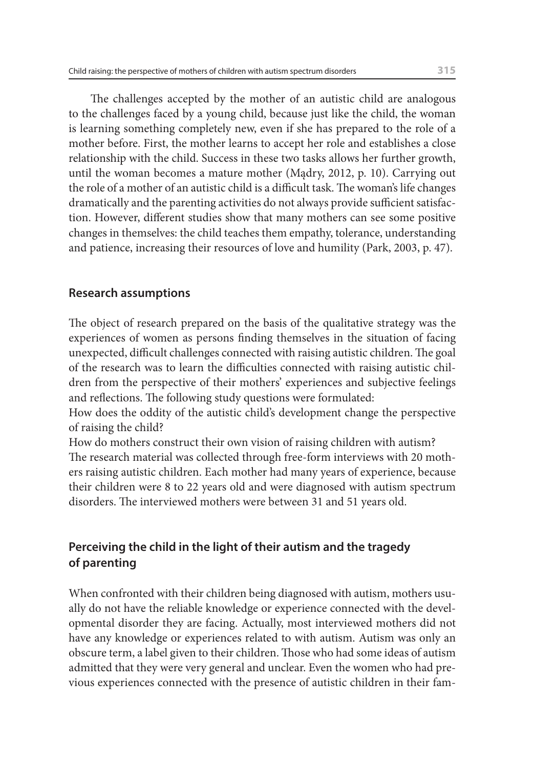The challenges accepted by the mother of an autistic child are analogous to the challenges faced by a young child, because just like the child, the woman is learning something completely new, even if she has prepared to the role of a mother before. First, the mother learns to accept her role and establishes a close relationship with the child. Success in these two tasks allows her further growth, until the woman becomes a mature mother (Mądry, 2012, p. 10). Carrying out the role of a mother of an autistic child is a difficult task. The woman's life changes dramatically and the parenting activities do not always provide sufficient satisfaction. However, different studies show that many mothers can see some positive changes in themselves: the child teaches them empathy, tolerance, understanding and patience, increasing their resources of love and humility (Park, 2003, p. 47).

## Research assumptions

The object of research prepared on the basis of the qualitative strategy was the experiences of women as persons finding themselves in the situation of facing unexpected, difficult challenges connected with raising autistic children. The goal of the research was to learn the difficulties connected with raising autistic children from the perspective of their mothers' experiences and subjective feelings and reflections. The following study questions were formulated:

How does the oddity of the autistic child's development change the perspective of raising the child?

How do mothers construct their own vision of raising children with autism?

The research material was collected through free-form interviews with 20 mothers raising autistic children. Each mother had many years of experience, because their children were 8 to 22 years old and were diagnosed with autism spectrum disorders. The interviewed mothers were between 31 and 51 years old.

## Perceiving the child in the light of their autism and the tragedy of parenting

When confronted with their children being diagnosed with autism, mothers usually do not have the reliable knowledge or experience connected with the developmental disorder they are facing. Actually, most interviewed mothers did not have any knowledge or experiences related to with autism. Autism was only an obscure term, a label given to their children. Those who had some ideas of autism admitted that they were very general and unclear. Even the women who had previous experiences connected with the presence of autistic children in their fam-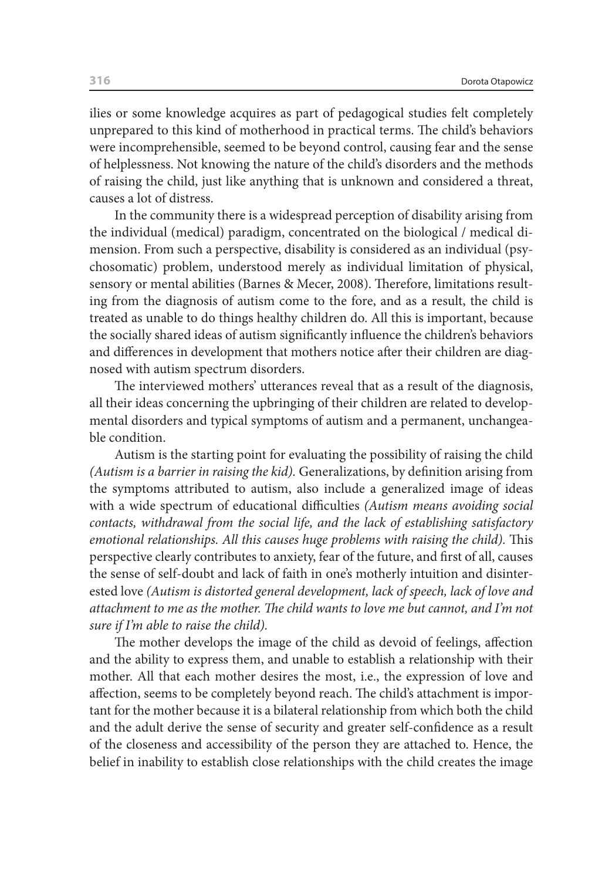ilies or some knowledge acquires as part of pedagogical studies felt completely unprepared to this kind of motherhood in practical terms. The child's behaviors were incomprehensible, seemed to be beyond control, causing fear and the sense of helplessness. Not knowing the nature of the child's disorders and the methods of raising the child, just like anything that is unknown and considered a threat, causes a lot of distress.

In the community there is a widespread perception of disability arising from the individual (medical) paradigm, concentrated on the biological / medical dimension. From such a perspective, disability is considered as an individual (psychosomatic) problem, understood merely as individual limitation of physical, sensory or mental abilities (Barnes & Mecer, 2008). Therefore, limitations resulting from the diagnosis of autism come to the fore, and as a result, the child is treated as unable to do things healthy children do. All this is important, because the socially shared ideas of autism significantly influence the children's behaviors and differences in development that mothers notice after their children are diagnosed with autism spectrum disorders.

The interviewed mothers' utterances reveal that as a result of the diagnosis, all their ideas concerning the upbringing of their children are related to developmental disorders and typical symptoms of autism and a permanent, unchangeable condition.

Autism is the starting point for evaluating the possibility of raising the child *(Autism is a barrier in raising the kid).* Generalizations, by definition arising from the symptoms attributed to autism, also include a generalized image of ideas with a wide spectrum of educational difficulties *(Autism means avoiding social contacts, withdrawal from the social life, and the lack of establishing satisfactory emotional relationships. All this causes huge problems with raising the child).* This perspective clearly contributes to anxiety, fear of the future, and first of all, causes the sense of self-doubt and lack of faith in one's motherly intuition and disinterested love *(Autism is distorted general development, lack of speech, lack of love and attachment to me as the mother. The child wants to love me but cannot, and I'm not sure if I'm able to raise the child).*

The mother develops the image of the child as devoid of feelings, affection and the ability to express them, and unable to establish a relationship with their mother. All that each mother desires the most, i.e., the expression of love and affection, seems to be completely beyond reach. The child's attachment is important for the mother because it is a bilateral relationship from which both the child and the adult derive the sense of security and greater self-confidence as a result of the closeness and accessibility of the person they are attached to. Hence, the belief in inability to establish close relationships with the child creates the image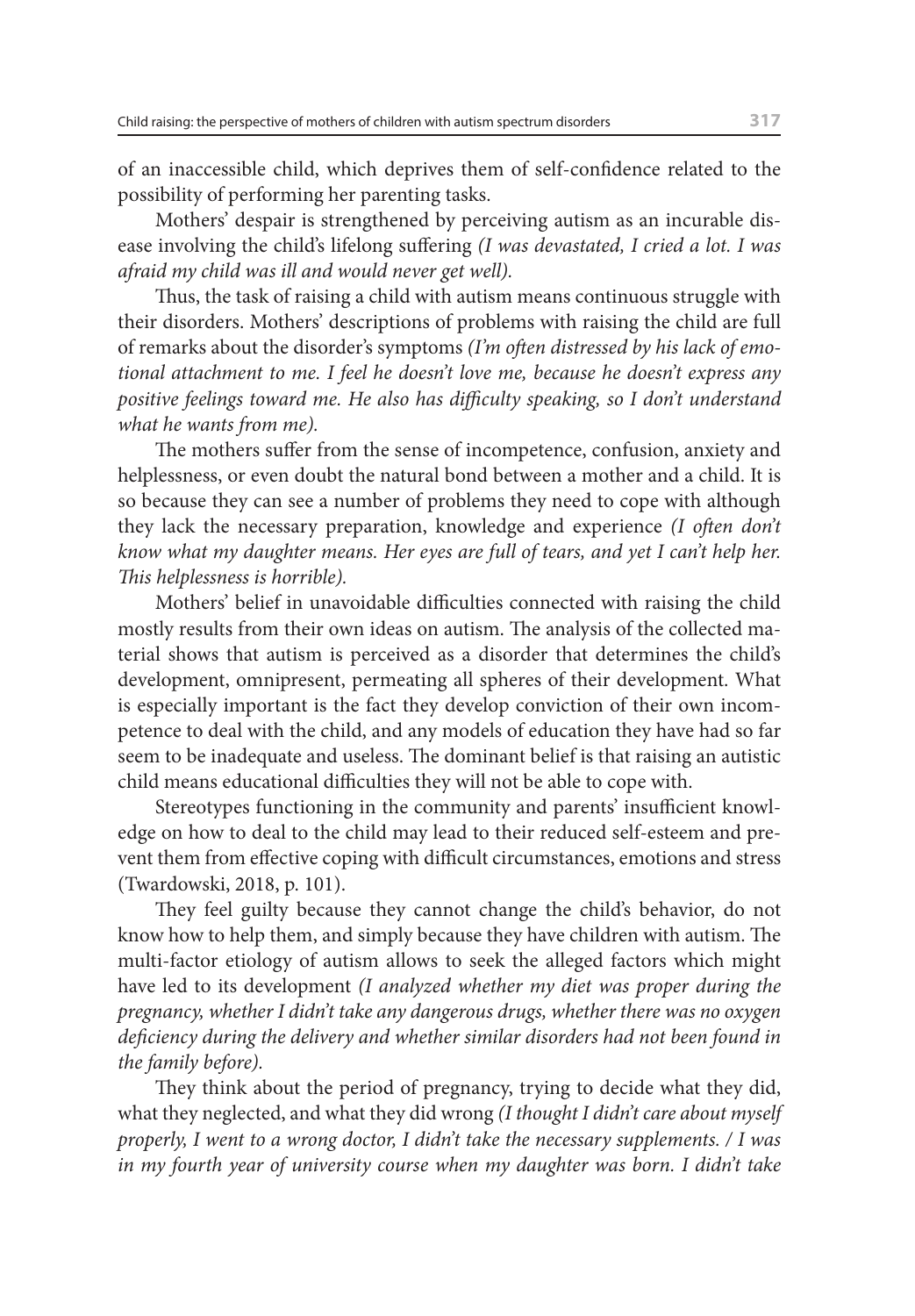of an inaccessible child, which deprives them of self-confidence related to the possibility of performing her parenting tasks.

Mothers' despair is strengthened by perceiving autism as an incurable disease involving the child's lifelong suffering *(I was devastated, I cried a lot. I was afraid my child was ill and would never get well).*

Thus, the task of raising a child with autism means continuous struggle with their disorders. Mothers' descriptions of problems with raising the child are full of remarks about the disorder's symptoms *(I'm often distressed by his lack of emotional attachment to me. I feel he doesn't love me, because he doesn't express any positive feelings toward me. He also has difficulty speaking, so I don't understand what he wants from me).*

The mothers suffer from the sense of incompetence, confusion, anxiety and helplessness, or even doubt the natural bond between a mother and a child. It is so because they can see a number of problems they need to cope with although they lack the necessary preparation, knowledge and experience *(I often don't know what my daughter means. Her eyes are full of tears, and yet I can't help her. This helplessness is horrible).*

Mothers' belief in unavoidable difficulties connected with raising the child mostly results from their own ideas on autism. The analysis of the collected material shows that autism is perceived as a disorder that determines the child's development, omnipresent, permeating all spheres of their development. What is especially important is the fact they develop conviction of their own incompetence to deal with the child, and any models of education they have had so far seem to be inadequate and useless. The dominant belief is that raising an autistic child means educational difficulties they will not be able to cope with.

Stereotypes functioning in the community and parents' insufficient knowledge on how to deal to the child may lead to their reduced self-esteem and prevent them from effective coping with difficult circumstances, emotions and stress (Twardowski, 2018, p. 101).

They feel guilty because they cannot change the child's behavior, do not know how to help them, and simply because they have children with autism. The multi-factor etiology of autism allows to seek the alleged factors which might have led to its development *(I analyzed whether my diet was proper during the pregnancy, whether I didn't take any dangerous drugs, whether there was no oxygen deficiency during the delivery and whether similar disorders had not been found in the family before).*

They think about the period of pregnancy, trying to decide what they did, what they neglected, and what they did wrong *(I thought I didn't care about myself properly, I went to a wrong doctor, I didn't take the necessary supplements. / I was in my fourth year of university course when my daughter was born. I didn't take*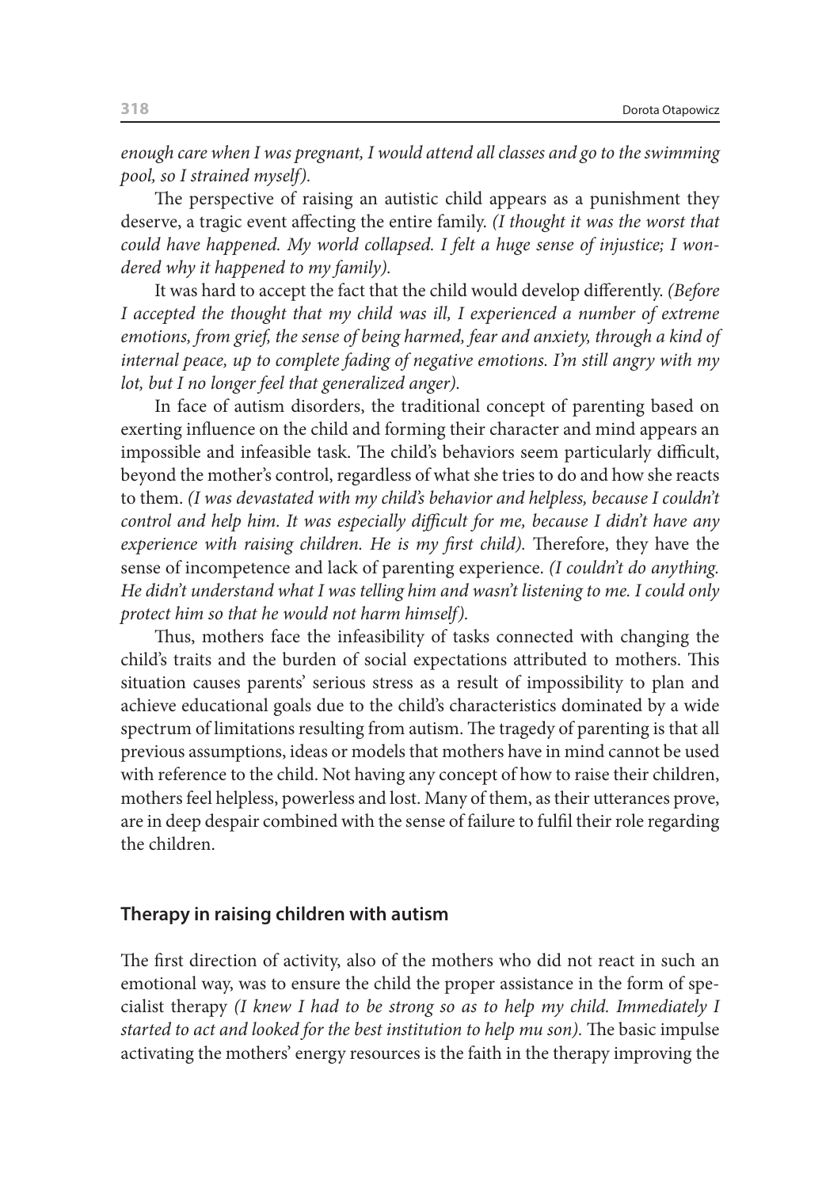*enough care when I was pregnant, I would attend all classes and go to the swimming pool, so I strained myself).*

The perspective of raising an autistic child appears as a punishment they deserve, a tragic event affecting the entire family. *(I thought it was the worst that could have happened. My world collapsed. I felt a huge sense of injustice; I wondered why it happened to my family).*

It was hard to accept the fact that the child would develop differently. *(Before I accepted the thought that my child was ill, I experienced a number of extreme emotions, from grief, the sense of being harmed, fear and anxiety, through a kind of internal peace, up to complete fading of negative emotions. I'm still angry with my lot, but I no longer feel that generalized anger).*

In face of autism disorders, the traditional concept of parenting based on exerting influence on the child and forming their character and mind appears an impossible and infeasible task. The child's behaviors seem particularly difficult, beyond the mother's control, regardless of what she tries to do and how she reacts to them. *(I was devastated with my child's behavior and helpless, because I couldn't control and help him. It was especially difficult for me, because I didn't have any experience with raising children. He is my first child).* Therefore, they have the sense of incompetence and lack of parenting experience. *(I couldn't do anything. He didn't understand what I was telling him and wasn't listening to me. I could only protect him so that he would not harm himself).*

Thus, mothers face the infeasibility of tasks connected with changing the child's traits and the burden of social expectations attributed to mothers. This situation causes parents' serious stress as a result of impossibility to plan and achieve educational goals due to the child's characteristics dominated by a wide spectrum of limitations resulting from autism. The tragedy of parenting is that all previous assumptions, ideas or models that mothers have in mind cannot be used with reference to the child. Not having any concept of how to raise their children, mothers feel helpless, powerless and lost. Many of them, as their utterances prove, are in deep despair combined with the sense of failure to fulfil their role regarding the children.

## Therapy in raising children with autism

The first direction of activity, also of the mothers who did not react in such an emotional way, was to ensure the child the proper assistance in the form of specialist therapy *(I knew I had to be strong so as to help my child. Immediately I started to act and looked for the best institution to help mu son).* The basic impulse activating the mothers' energy resources is the faith in the therapy improving the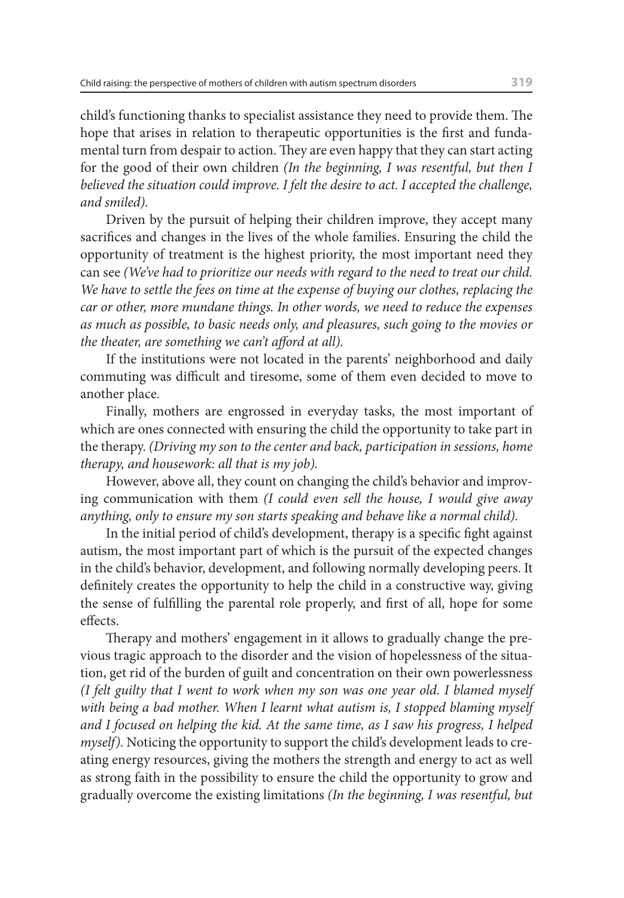child's functioning thanks to specialist assistance they need to provide them. The hope that arises in relation to therapeutic opportunities is the first and fundamental turn from despair to action. They are even happy that they can start acting for the good of their own children *(In the beginning, I was resentful, but then I believed the situation could improve. I felt the desire to act. I accepted the challenge, and smiled).*

Driven by the pursuit of helping their children improve, they accept many sacrifices and changes in the lives of the whole families. Ensuring the child the opportunity of treatment is the highest priority, the most important need they can see *(We've had to prioritize our needs with regard to the need to treat our child. We have to settle the fees on time at the expense of buying our clothes, replacing the car or other, more mundane things. In other words, we need to reduce the expenses as much as possible, to basic needs only, and pleasures, such going to the movies or the theater, are something we can't afford at all).*

If the institutions were not located in the parents' neighborhood and daily commuting was difficult and tiresome, some of them even decided to move to another place.

Finally, mothers are engrossed in everyday tasks, the most important of which are ones connected with ensuring the child the opportunity to take part in the therapy. *(Driving my son to the center and back, participation in sessions, home therapy, and housework: all that is my job).*

However, above all, they count on changing the child's behavior and improving communication with them *(I could even sell the house, I would give away anything, only to ensure my son starts speaking and behave like a normal child).*

In the initial period of child's development, therapy is a specific fight against autism, the most important part of which is the pursuit of the expected changes in the child's behavior, development, and following normally developing peers. It definitely creates the opportunity to help the child in a constructive way, giving the sense of fulfilling the parental role properly, and first of all, hope for some effects.

Therapy and mothers' engagement in it allows to gradually change the previous tragic approach to the disorder and the vision of hopelessness of the situation, get rid of the burden of guilt and concentration on their own powerlessness *(I felt guilty that I went to work when my son was one year old. I blamed myself with being a bad mother. When I learnt what autism is, I stopped blaming myself and I focused on helping the kid. At the same time, as I saw his progress, I helped myself).* Noticing the opportunity to support the child's development leads to creating energy resources, giving the mothers the strength and energy to act as well as strong faith in the possibility to ensure the child the opportunity to grow and gradually overcome the existing limitations *(In the beginning, I was resentful, but*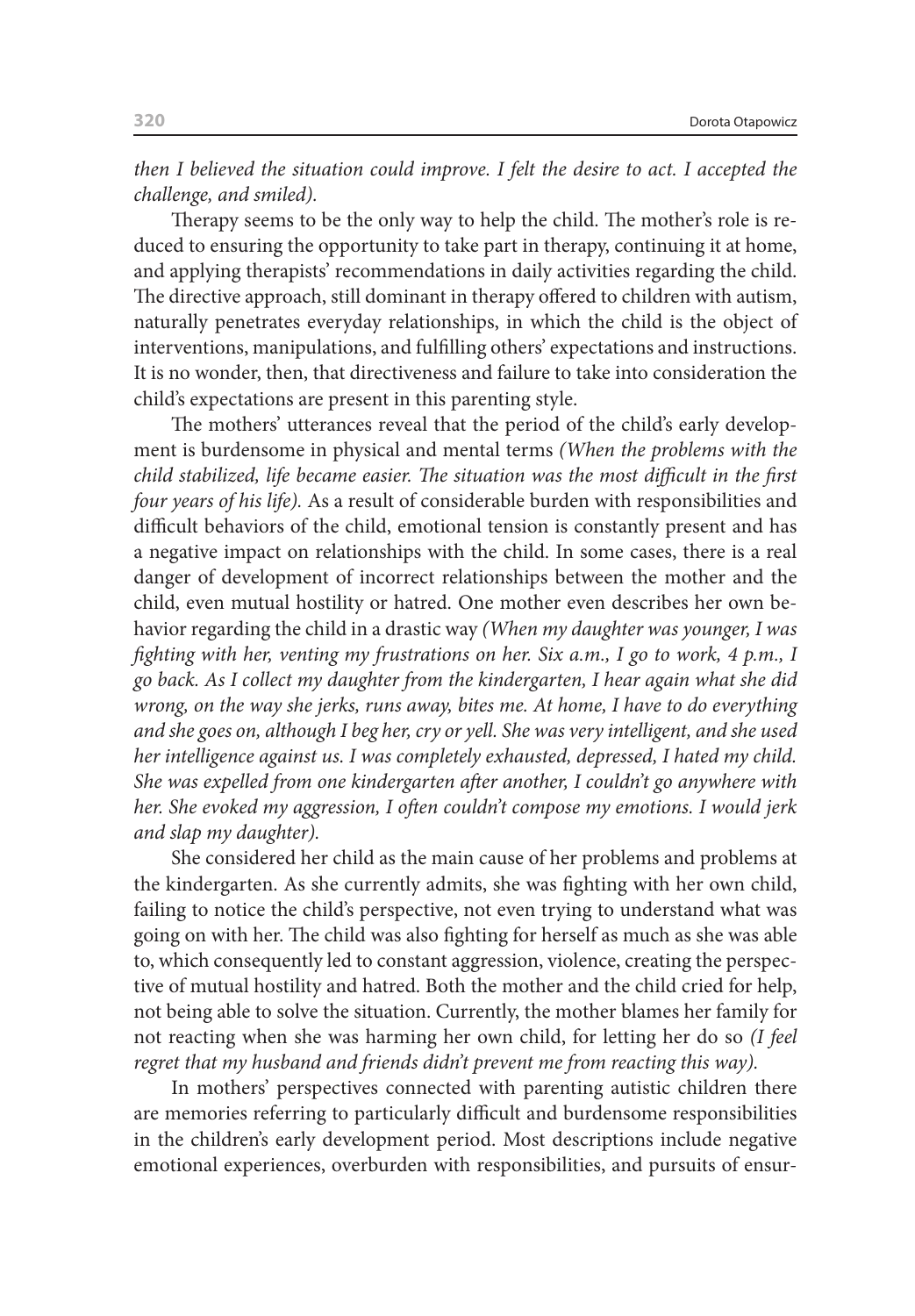*then I believed the situation could improve. I felt the desire to act. I accepted the challenge, and smiled).*

Therapy seems to be the only way to help the child. The mother's role is reduced to ensuring the opportunity to take part in therapy, continuing it at home, and applying therapists' recommendations in daily activities regarding the child. The directive approach, still dominant in therapy offered to children with autism, naturally penetrates everyday relationships, in which the child is the object of interventions, manipulations, and fulfilling others' expectations and instructions. It is no wonder, then, that directiveness and failure to take into consideration the child's expectations are present in this parenting style.

The mothers' utterances reveal that the period of the child's early development is burdensome in physical and mental terms *(When the problems with the child stabilized, life became easier. The situation was the most difficult in the first four years of his life).* As a result of considerable burden with responsibilities and difficult behaviors of the child, emotional tension is constantly present and has a negative impact on relationships with the child. In some cases, there is a real danger of development of incorrect relationships between the mother and the child, even mutual hostility or hatred. One mother even describes her own behavior regarding the child in a drastic way *(When my daughter was younger, I was fighting with her, venting my frustrations on her. Six a.m., I go to work, 4 p.m., I go back. As I collect my daughter from the kindergarten, I hear again what she did wrong, on the way she jerks, runs away, bites me. At home, I have to do everything and she goes on, although I beg her, cry or yell. She was very intelligent, and she used her intelligence against us. I was completely exhausted, depressed, I hated my child. She was expelled from one kindergarten after another, I couldn't go anywhere with her. She evoked my aggression, I often couldn't compose my emotions. I would jerk and slap my daughter).*

She considered her child as the main cause of her problems and problems at the kindergarten. As she currently admits, she was fighting with her own child, failing to notice the child's perspective, not even trying to understand what was going on with her. The child was also fighting for herself as much as she was able to, which consequently led to constant aggression, violence, creating the perspective of mutual hostility and hatred. Both the mother and the child cried for help, not being able to solve the situation. Currently, the mother blames her family for not reacting when she was harming her own child, for letting her do so *(I feel regret that my husband and friends didn't prevent me from reacting this way).*

In mothers' perspectives connected with parenting autistic children there are memories referring to particularly difficult and burdensome responsibilities in the children's early development period. Most descriptions include negative emotional experiences, overburden with responsibilities, and pursuits of ensur-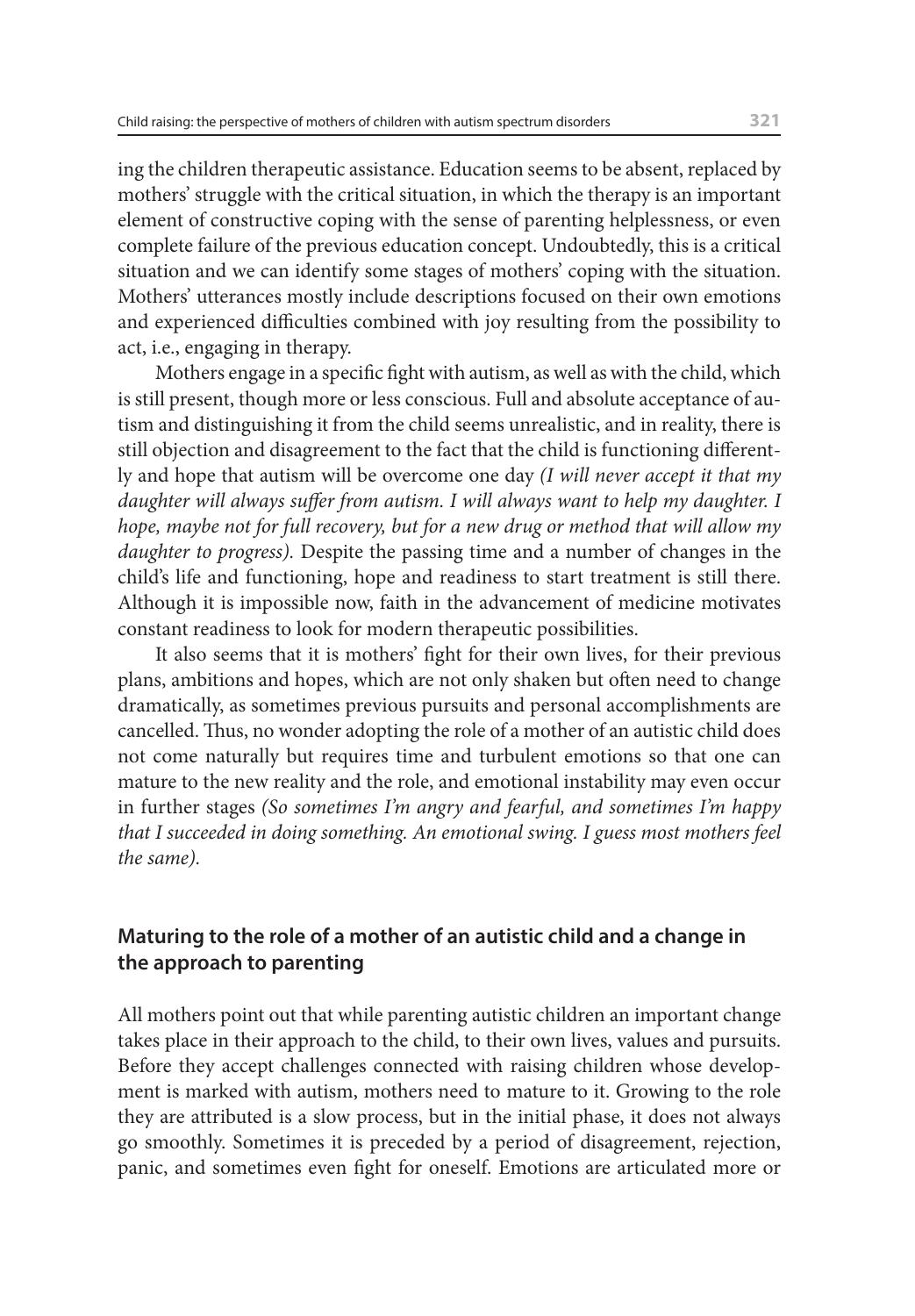ing the children therapeutic assistance. Education seems to be absent, replaced by mothers' struggle with the critical situation, in which the therapy is an important element of constructive coping with the sense of parenting helplessness, or even complete failure of the previous education concept. Undoubtedly, this is a critical situation and we can identify some stages of mothers' coping with the situation. Mothers' utterances mostly include descriptions focused on their own emotions and experienced difficulties combined with joy resulting from the possibility to act, i.e., engaging in therapy.

Mothers engage in a specific fight with autism, as well as with the child, which is still present, though more or less conscious. Full and absolute acceptance of autism and distinguishing it from the child seems unrealistic, and in reality, there is still objection and disagreement to the fact that the child is functioning differently and hope that autism will be overcome one day *(I will never accept it that my daughter will always suffer from autism. I will always want to help my daughter. I hope, maybe not for full recovery, but for a new drug or method that will allow my daughter to progress).* Despite the passing time and a number of changes in the child's life and functioning, hope and readiness to start treatment is still there. Although it is impossible now, faith in the advancement of medicine motivates constant readiness to look for modern therapeutic possibilities.

It also seems that it is mothers' fight for their own lives, for their previous plans, ambitions and hopes, which are not only shaken but often need to change dramatically, as sometimes previous pursuits and personal accomplishments are cancelled. Thus, no wonder adopting the role of a mother of an autistic child does not come naturally but requires time and turbulent emotions so that one can mature to the new reality and the role, and emotional instability may even occur in further stages *(So sometimes I'm angry and fearful, and sometimes I'm happy that I succeeded in doing something. An emotional swing. I guess most mothers feel the same).*

## Maturing to the role of a mother of an autistic child and a change in the approach to parenting

All mothers point out that while parenting autistic children an important change takes place in their approach to the child, to their own lives, values and pursuits. Before they accept challenges connected with raising children whose development is marked with autism, mothers need to mature to it. Growing to the role they are attributed is a slow process, but in the initial phase, it does not always go smoothly. Sometimes it is preceded by a period of disagreement, rejection, panic, and sometimes even fight for oneself. Emotions are articulated more or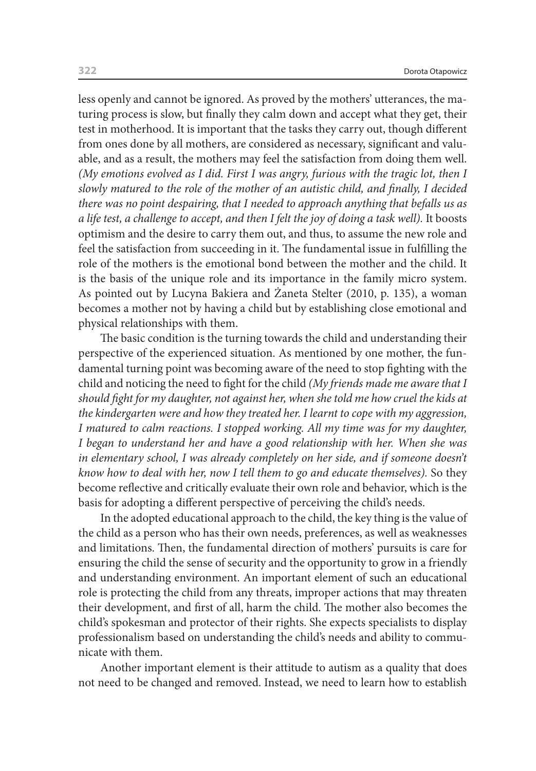less openly and cannot be ignored. As proved by the mothers' utterances, the maturing process is slow, but finally they calm down and accept what they get, their test in motherhood. It is important that the tasks they carry out, though different from ones done by all mothers, are considered as necessary, significant and valuable, and as a result, the mothers may feel the satisfaction from doing them well. *(My emotions evolved as I did. First I was angry, furious with the tragic lot, then I slowly matured to the role of the mother of an autistic child, and finally, I decided there was no point despairing, that I needed to approach anything that befalls us as a life test, a challenge to accept, and then I felt the joy of doing a task well).* It boosts optimism and the desire to carry them out, and thus, to assume the new role and feel the satisfaction from succeeding in it. The fundamental issue in fulfilling the role of the mothers is the emotional bond between the mother and the child. It is the basis of the unique role and its importance in the family micro system. As pointed out by Lucyna Bakiera and Żaneta Stelter (2010, p. 135), a woman becomes a mother not by having a child but by establishing close emotional and physical relationships with them.

The basic condition is the turning towards the child and understanding their perspective of the experienced situation. As mentioned by one mother, the fundamental turning point was becoming aware of the need to stop fighting with the child and noticing the need to fight for the child *(My friends made me aware that I should fight for my daughter, not against her, when she told me how cruel the kids at the kindergarten were and how they treated her. I learnt to cope with my aggression, I matured to calm reactions. I stopped working. All my time was for my daughter, I began to understand her and have a good relationship with her. When she was in elementary school, I was already completely on her side, and if someone doesn't know how to deal with her, now I tell them to go and educate themselves).* So they become reflective and critically evaluate their own role and behavior, which is the basis for adopting a different perspective of perceiving the child's needs.

In the adopted educational approach to the child, the key thing is the value of the child as a person who has their own needs, preferences, as well as weaknesses and limitations. Then, the fundamental direction of mothers' pursuits is care for ensuring the child the sense of security and the opportunity to grow in a friendly and understanding environment. An important element of such an educational role is protecting the child from any threats, improper actions that may threaten their development, and first of all, harm the child. The mother also becomes the child's spokesman and protector of their rights. She expects specialists to display professionalism based on understanding the child's needs and ability to communicate with them.

Another important element is their attitude to autism as a quality that does not need to be changed and removed. Instead, we need to learn how to establish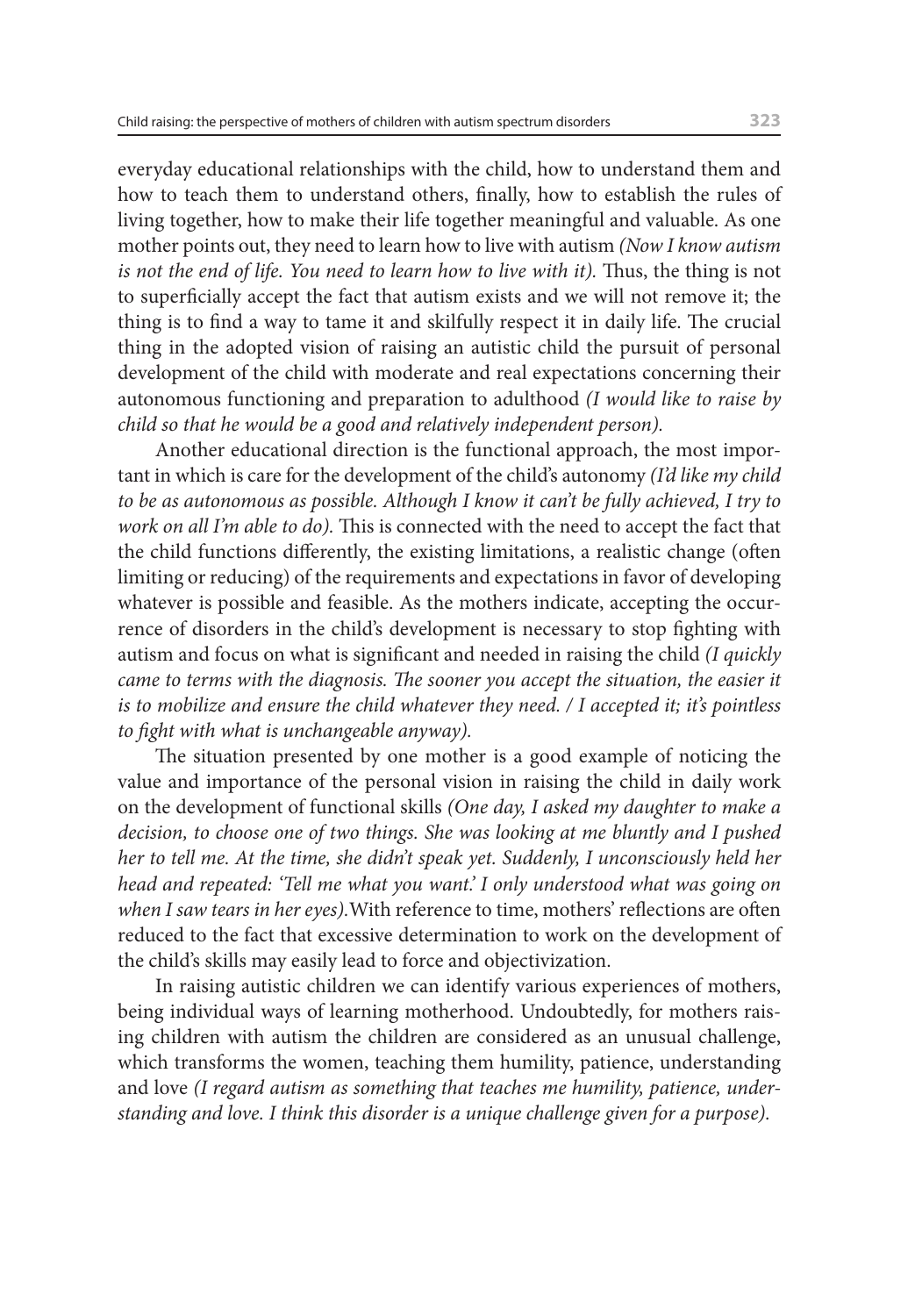everyday educational relationships with the child, how to understand them and how to teach them to understand others, finally, how to establish the rules of living together, how to make their life together meaningful and valuable. As one mother points out, they need to learn how to live with autism *(Now I know autism is not the end of life. You need to learn how to live with it).* Thus, the thing is not to superficially accept the fact that autism exists and we will not remove it; the thing is to find a way to tame it and skilfully respect it in daily life. The crucial thing in the adopted vision of raising an autistic child the pursuit of personal development of the child with moderate and real expectations concerning their autonomous functioning and preparation to adulthood *(I would like to raise by child so that he would be a good and relatively independent person).*

Another educational direction is the functional approach, the most important in which is care for the development of the child's autonomy *(I'd like my child to be as autonomous as possible. Although I know it can't be fully achieved, I try to work on all I'm able to do).* This is connected with the need to accept the fact that the child functions differently, the existing limitations, a realistic change (often limiting or reducing) of the requirements and expectations in favor of developing whatever is possible and feasible. As the mothers indicate, accepting the occurrence of disorders in the child's development is necessary to stop fighting with autism and focus on what is significant and needed in raising the child *(I quickly came to terms with the diagnosis. The sooner you accept the situation, the easier it is to mobilize and ensure the child whatever they need. / I accepted it; it's pointless to fight with what is unchangeable anyway).*

The situation presented by one mother is a good example of noticing the value and importance of the personal vision in raising the child in daily work on the development of functional skills *(One day, I asked my daughter to make a decision, to choose one of two things. She was looking at me bluntly and I pushed her to tell me. At the time, she didn't speak yet. Suddenly, I unconsciously held her head and repeated: 'Tell me what you want.' I only understood what was going on when I saw tears in her eyes).*With reference to time, mothers' reflections are often reduced to the fact that excessive determination to work on the development of the child's skills may easily lead to force and objectivization.

In raising autistic children we can identify various experiences of mothers, being individual ways of learning motherhood. Undoubtedly, for mothers raising children with autism the children are considered as an unusual challenge, which transforms the women, teaching them humility, patience, understanding and love *(I regard autism as something that teaches me humility, patience, understanding and love. I think this disorder is a unique challenge given for a purpose).*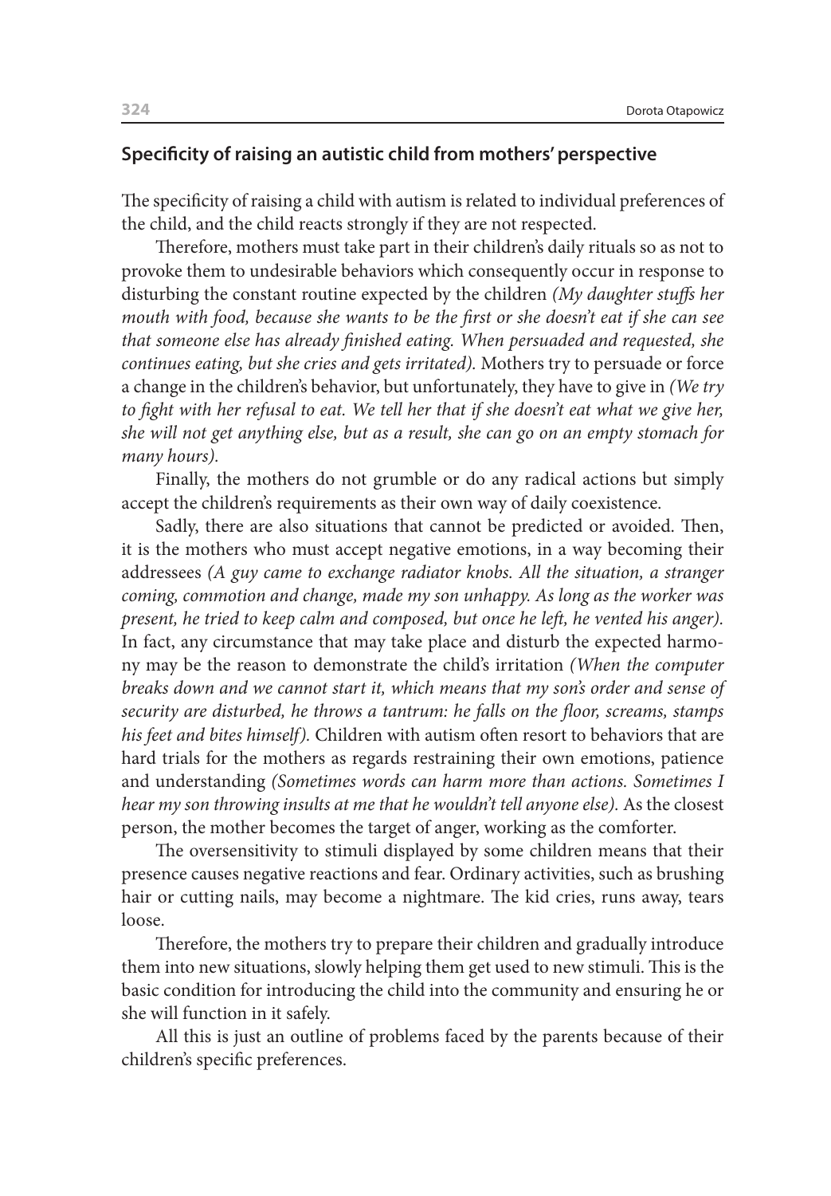## **Specificity of raising an autistic child from mothers' perspective**

The specificity of raising a child with autism is related to individual preferences of the child, and the child reacts strongly if they are not respected.

Therefore, mothers must take part in their children's daily rituals so as not to provoke them to undesirable behaviors which consequently occur in response to disturbing the constant routine expected by the children *(My daughter stuffs her mouth with food, because she wants to be the first or she doesn't eat if she can see that someone else has already finished eating. When persuaded and requested, she continues eating, but she cries and gets irritated).* Mothers try to persuade or force a change in the children's behavior, but unfortunately, they have to give in *(We try to fight with her refusal to eat. We tell her that if she doesn't eat what we give her, she will not get anything else, but as a result, she can go on an empty stomach for many hours).*

Finally, the mothers do not grumble or do any radical actions but simply accept the children's requirements as their own way of daily coexistence.

Sadly, there are also situations that cannot be predicted or avoided. Then, it is the mothers who must accept negative emotions, in a way becoming their addressees *(A guy came to exchange radiator knobs. All the situation, a stranger coming, commotion and change, made my son unhappy. As long as the worker was present, he tried to keep calm and composed, but once he left, he vented his anger).* In fact, any circumstance that may take place and disturb the expected harmony may be the reason to demonstrate the child's irritation *(When the computer breaks down and we cannot start it, which means that my son's order and sense of security are disturbed, he throws a tantrum: he falls on the floor, screams, stamps his feet and bites himself).* Children with autism often resort to behaviors that are hard trials for the mothers as regards restraining their own emotions, patience and understanding *(Sometimes words can harm more than actions. Sometimes I hear my son throwing insults at me that he wouldn't tell anyone else).* As the closest person, the mother becomes the target of anger, working as the comforter.

The oversensitivity to stimuli displayed by some children means that their presence causes negative reactions and fear. Ordinary activities, such as brushing hair or cutting nails, may become a nightmare. The kid cries, runs away, tears loose.

Therefore, the mothers try to prepare their children and gradually introduce them into new situations, slowly helping them get used to new stimuli. This is the basic condition for introducing the child into the community and ensuring he or she will function in it safely.

All this is just an outline of problems faced by the parents because of their children's specific preferences.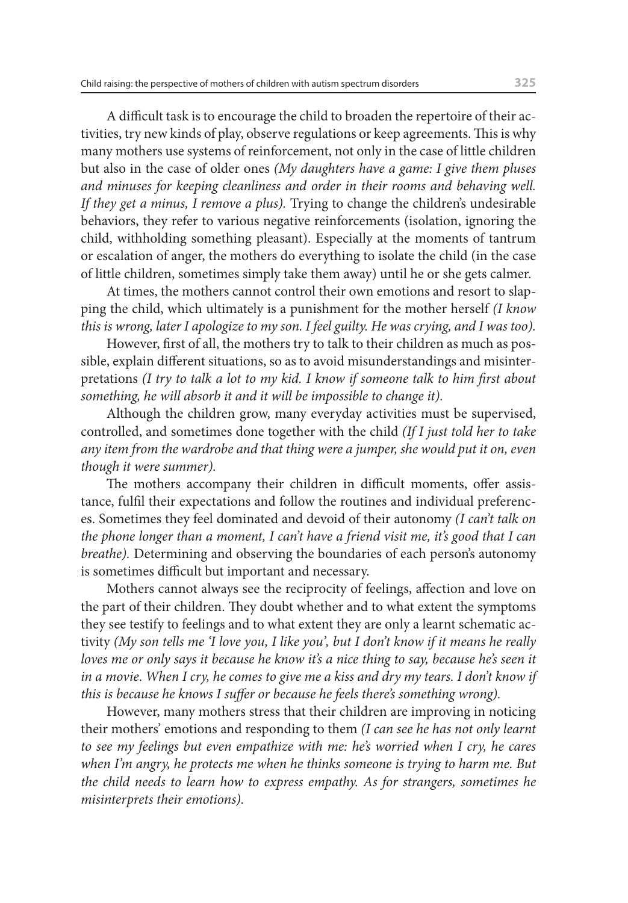A difficult task is to encourage the child to broaden the repertoire of their activities, try new kinds of play, observe regulations or keep agreements. This is why many mothers use systems of reinforcement, not only in the case of little children but also in the case of older ones *(My daughters have a game: I give them pluses and minuses for keeping cleanliness and order in their rooms and behaving well. If they get a minus, I remove a plus).* Trying to change the children's undesirable behaviors, they refer to various negative reinforcements (isolation, ignoring the child, withholding something pleasant). Especially at the moments of tantrum or escalation of anger, the mothers do everything to isolate the child (in the case of little children, sometimes simply take them away) until he or she gets calmer.

At times, the mothers cannot control their own emotions and resort to slapping the child, which ultimately is a punishment for the mother herself *(I know this is wrong, later I apologize to my son. I feel guilty. He was crying, and I was too).*

However, first of all, the mothers try to talk to their children as much as possible, explain different situations, so as to avoid misunderstandings and misinterpretations *(I try to talk a lot to my kid. I know if someone talk to him first about something, he will absorb it and it will be impossible to change it).*

Although the children grow, many everyday activities must be supervised, controlled, and sometimes done together with the child *(If I just told her to take any item from the wardrobe and that thing were a jumper, she would put it on, even though it were summer).*

The mothers accompany their children in difficult moments, offer assistance, fulfil their expectations and follow the routines and individual preferences. Sometimes they feel dominated and devoid of their autonomy *(I can't talk on the phone longer than a moment, I can't have a friend visit me, it's good that I can breathe).* Determining and observing the boundaries of each person's autonomy is sometimes difficult but important and necessary.

Mothers cannot always see the reciprocity of feelings, affection and love on the part of their children. They doubt whether and to what extent the symptoms they see testify to feelings and to what extent they are only a learnt schematic activity *(My son tells me 'I love you, I like you', but I don't know if it means he really loves me or only says it because he know it's a nice thing to say, because he's seen it in a movie. When I cry, he comes to give me a kiss and dry my tears. I don't know if this is because he knows I suffer or because he feels there's something wrong).*

However, many mothers stress that their children are improving in noticing their mothers' emotions and responding to them *(I can see he has not only learnt to see my feelings but even empathize with me: he's worried when I cry, he cares when I'm angry, he protects me when he thinks someone is trying to harm me. But the child needs to learn how to express empathy. As for strangers, sometimes he misinterprets their emotions).*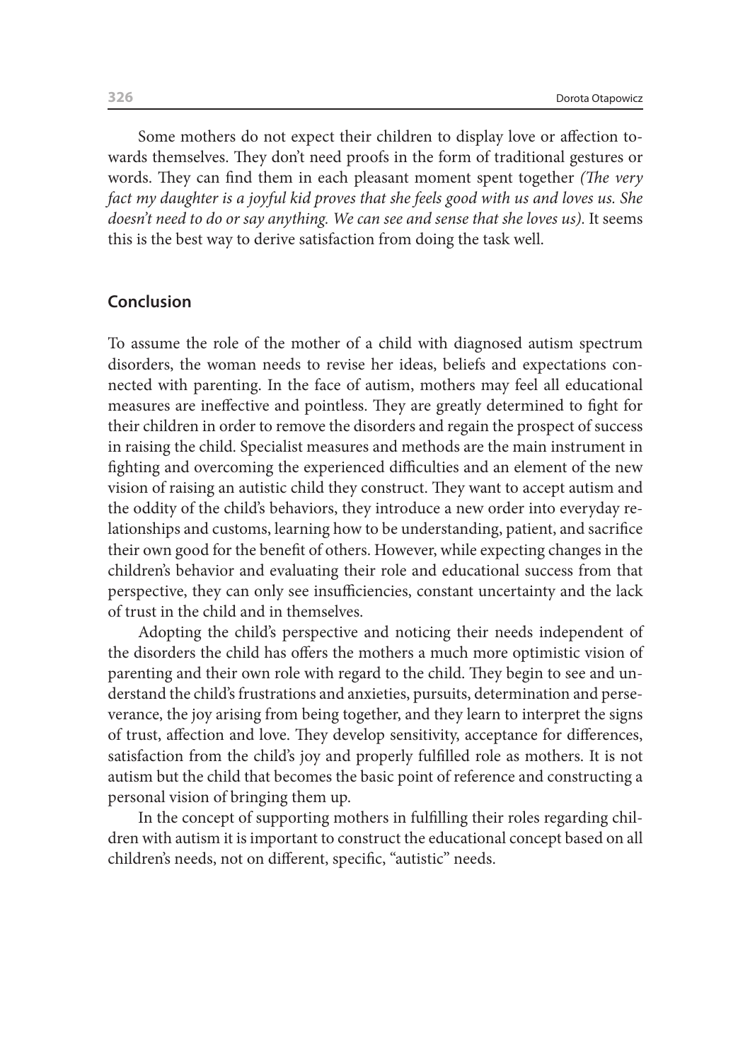Some mothers do not expect their children to display love or affection towards themselves. They don't need proofs in the form of traditional gestures or words. They can find them in each pleasant moment spent together *(The very fact my daughter is a joyful kid proves that she feels good with us and loves us. She doesn't need to do or say anything. We can see and sense that she loves us).* It seems this is the best way to derive satisfaction from doing the task well.

## Conclusion

To assume the role of the mother of a child with diagnosed autism spectrum disorders, the woman needs to revise her ideas, beliefs and expectations connected with parenting. In the face of autism, mothers may feel all educational measures are ineffective and pointless. They are greatly determined to fight for their children in order to remove the disorders and regain the prospect of success in raising the child. Specialist measures and methods are the main instrument in fighting and overcoming the experienced difficulties and an element of the new vision of raising an autistic child they construct. They want to accept autism and the oddity of the child's behaviors, they introduce a new order into everyday relationships and customs, learning how to be understanding, patient, and sacrifice their own good for the benefit of others. However, while expecting changes in the children's behavior and evaluating their role and educational success from that perspective, they can only see insufficiencies, constant uncertainty and the lack of trust in the child and in themselves.

Adopting the child's perspective and noticing their needs independent of the disorders the child has offers the mothers a much more optimistic vision of parenting and their own role with regard to the child. They begin to see and understand the child's frustrations and anxieties, pursuits, determination and perseverance, the joy arising from being together, and they learn to interpret the signs of trust, affection and love. They develop sensitivity, acceptance for differences, satisfaction from the child's joy and properly fulfilled role as mothers. It is not autism but the child that becomes the basic point of reference and constructing a personal vision of bringing them up.

In the concept of supporting mothers in fulfilling their roles regarding children with autism it is important to construct the educational concept based on all children's needs, not on different, specific, "autistic" needs.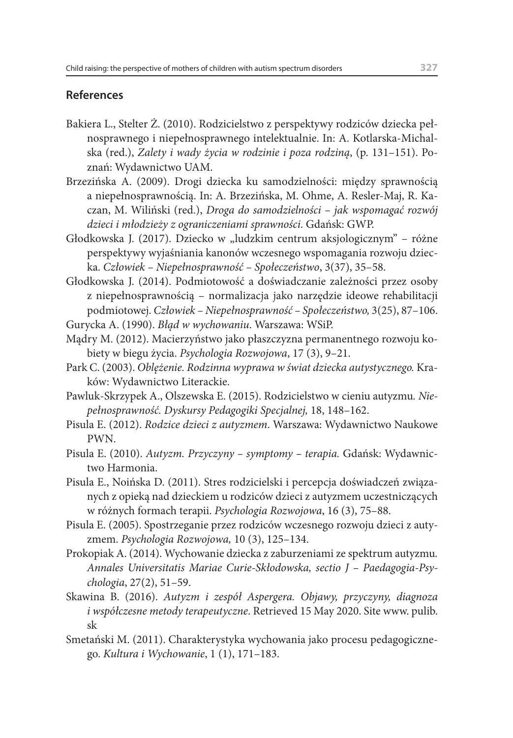## References

Bakiera L., Stelter Ż. (2010). Rodzicielstwo z perspektywy rodziców dziecka pełnosprawnego i niepełnosprawnego intelektualnie. In: A. Kotlarska-Michalska (red.), *Zalety i wady życia w rodzinie i poza rodziną*, (p. 131–151). Poznań: Wydawnictwo UAM.

Brzezińska A. (2009). Drogi dziecka ku samodzielności: między sprawnością a niepełnosprawnością. In: A. Brzezińska, M. Ohme, A. Resler-Maj, R. Kaczan, M. Wiliński (red.), *Droga do samodzielności – jak wspomagać rozwój dzieci i młodzieży z ograniczeniami sprawności*. Gdańsk: GWP.

Głodkowska J. (2017). Dziecko w „ludzkim centrum aksjologicznym" – różne perspektywy wyjaśniania kanonów wczesnego wspomagania rozwoju dziecka. *Człowiek – Niepełnosprawność – Społeczeństwo*, 3(37), 35–58.

Głodkowska J. (2014). Podmiotowość a doświadczanie zależności przez osoby z niepełnosprawnością – normalizacja jako narzędzie ideowe rehabilitacji podmiotowej. *Człowiek – Niepełnosprawność – Społeczeństwo,* 3(25), 87–106.

Gurycka A. (1990). *Błąd w wychowaniu*. Warszawa: WSiP.

Mądry M. (2012). Macierzyństwo jako płaszczyzna permanentnego rozwoju kobiety w biegu życia. *Psychologia Rozwojowa*, 17 (3), 9–21.

Park C. (2003). *Oblężenie. Rodzinna wyprawa w świat dziecka autystycznego.* Kraków: Wydawnictwo Literackie.

Pawluk-Skrzypek A., Olszewska E. (2015). Rodzicielstwo w cieniu autyzmu. *Niepełnosprawność. Dyskursy Pedagogiki Specjalnej,* 18, 148–162.

Pisula E. (2012). *Rodzice dzieci z autyzmem*. Warszawa: Wydawnictwo Naukowe PWN.

Pisula E. (2010). *Autyzm. Przyczyny – symptomy – terapia.* Gdańsk: Wydawnictwo Harmonia.

Pisula E., Noińska D. (2011). Stres rodzicielski i percepcja doświadczeń związanych z opieką nad dzieckiem u rodziców dzieci z autyzmem uczestniczących w różnych formach terapii. *Psychologia Rozwojowa*, 16 (3), 75–88.

Pisula E. (2005). Spostrzeganie przez rodziców wczesnego rozwoju dzieci z autyzmem. *Psychologia Rozwojowa,* 10 (3), 125–134.

Prokopiak A. (2014). Wychowanie dziecka z zaburzeniami ze spektrum autyzmu. *Annales Universitatis Mariae Curie-Skłodowska, sectio J – Paedagogia-Psychologia*, 27(2), 51–59.

Skawina B. (2016). *Autyzm i zespół Aspergera. Objawy, przyczyny, diagnoza i współczesne metody terapeutyczne*. Retrieved 15 May 2020. Site www.pulib.sk

Smetański M. (2011). Charakterystyka wychowania jako procesu pedagogicznego. *Kultura i Wychowanie*, 1 (1), 171–183.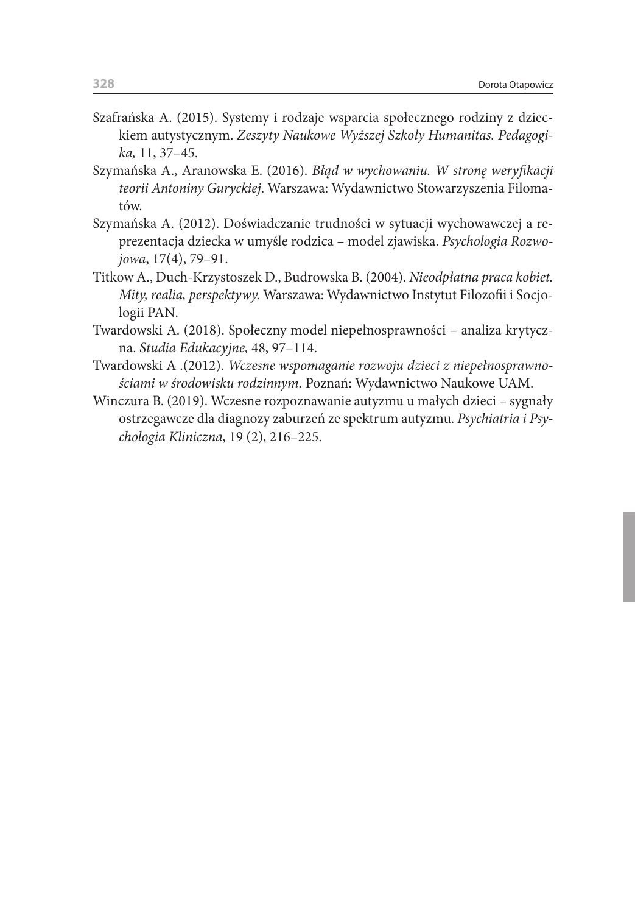Szafrańska A. (2015). Systemy i rodzaje wsparcia społecznego rodziny z dzieckiem autystycznym. *Zeszyty Naukowe Wyższej Szkoły Humanitas. Pedagogika,* 11, 37–45.

Szymańska A., Aranowska E. (2016). *Błąd w wychowaniu. W stronę weryfikacji teorii Antoniny Guryckiej*. Warszawa: Wydawnictwo Stowarzyszenia Filomatów.

Szymańska A. (2012). Doświadczanie trudności w sytuacji wychowawczej a reprezentacja dziecka w umyśle rodzica – model zjawiska. *Psychologia Rozwojowa*, 17(4), 79–91.

Titkow A., Duch-Krzystoszek D., Budrowska B. (2004). *Nieodpłatna praca kobiet. Mity, realia, perspektywy.* Warszawa: Wydawnictwo Instytut Filozofii i Socjologii PAN.

Twardowski A. (2018). Społeczny model niepełnosprawności – analiza krytyczna. *Studia Edukacyjne,* 48, 97–114.

Twardowski A .(2012). *Wczesne wspomaganie rozwoju dzieci z niepełnosprawnościami w środowisku rodzinnym.* Poznań: Wydawnictwo Naukowe UAM.

Winczura B. (2019). Wczesne rozpoznawanie autyzmu u małych dzieci – sygnały ostrzegawcze dla diagnozy zaburzeń ze spektrum autyzmu. *Psychiatria i Psychologia Kliniczna*, 19 (2), 216–225.